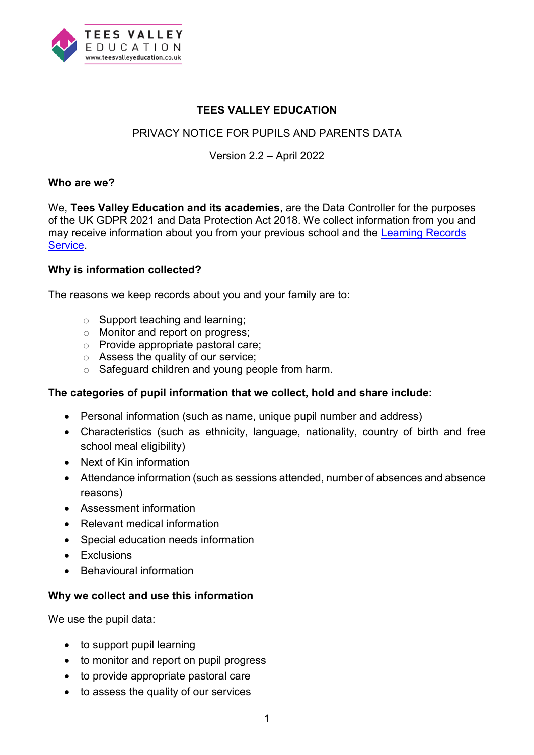# TEES VALLEY EDUCATION

PRIVACY NOTICE FOR PUPILS AND PARENTS DATA

Version 2.2 – April 2022

### Who are we?

We, **Tees Valley Education and its academies**, are the Data Controller for the purposes of the UK GDPR 2021 and Data Protection Act 2018. We collect information from you and may receive information about you from your previous school and the Learning Records Service.

### Why is information collected?

The reasons we keep records about you and your family are to:

- Support teaching and learning;
- Monitor and report on progress;
- Provide appropriate pastoral care;
- Assess the quality of our service;
- Safeguard children and young people from harm.

### The categories of pupil information that we collect, hold and share include:

- Personal information (such as name, unique pupil number and address)
- Characteristics (such as ethnicity, language, nationality, country of birth and free school meal eligibility)
- Next of Kin information
- Attendance information (such as sessions attended, number of absences and absence reasons)
- Assessment information
- Relevant medical information
- Special education needs information
- Exclusions
- Behavioural information

### Why we collect and use this information

We use the pupil data:

- to support pupil learning
- to monitor and report on pupil progress
- to provide appropriate pastoral care
- to assess the quality of our services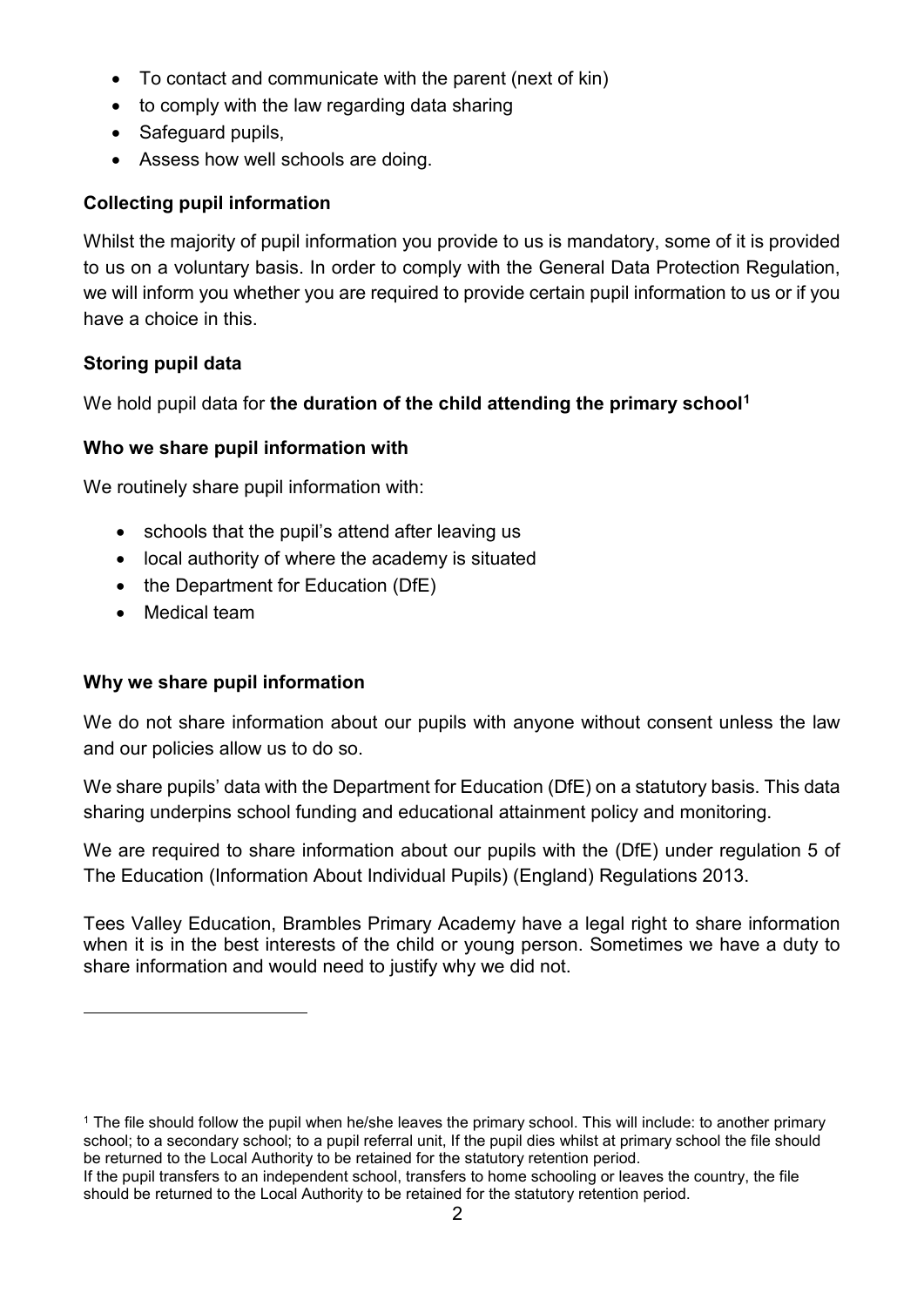- To contact and communicate with the parent (next of kin)
- to comply with the law regarding data sharing
- Safeguard pupils,
- Assess how well schools are doing.

### Collecting pupil information

Whilst the majority of pupil information you provide to us is mandatory, some of it is provided to us on a voluntary basis. In order to comply with the General Data Protection Regulation, we will inform you whether you are required to provide certain pupil information to us or if you have a choice in this.

### Storing pupil data

We hold pupil data for **the duration of the child attending the primary school[1]**

### Who we share pupil information with

We routinely share pupil information with:

- schools that the pupil's attend after leaving us
- local authority of where the academy is situated
- the Department for Education (DfE)
- Medical team

### Why we share pupil information

We do not share information about our pupils with anyone without consent unless the law and our policies allow us to do so.

We share pupils' data with the Department for Education (DfE) on a statutory basis. This data sharing underpins school funding and educational attainment policy and monitoring.

We are required to share information about our pupils with the (DfE) under regulation 5 of The Education (Information About Individual Pupils) (England) Regulations 2013.

Tees Valley Education, Brambles Primary Academy have a legal right to share information when it is in the best interests of the child or young person. Sometimes we have a duty to share information and would need to justify why we did not.

---

[1] The file should follow the pupil when he/she leaves the primary school. This will include: to another primary school; to a secondary school; to a pupil referral unit, If the pupil dies whilst at primary school the file should be returned to the Local Authority to be retained for the statutory retention period.
If the pupil transfers to an independent school, transfers to home schooling or leaves the country, the file should be returned to the Local Authority to be retained for the statutory retention period.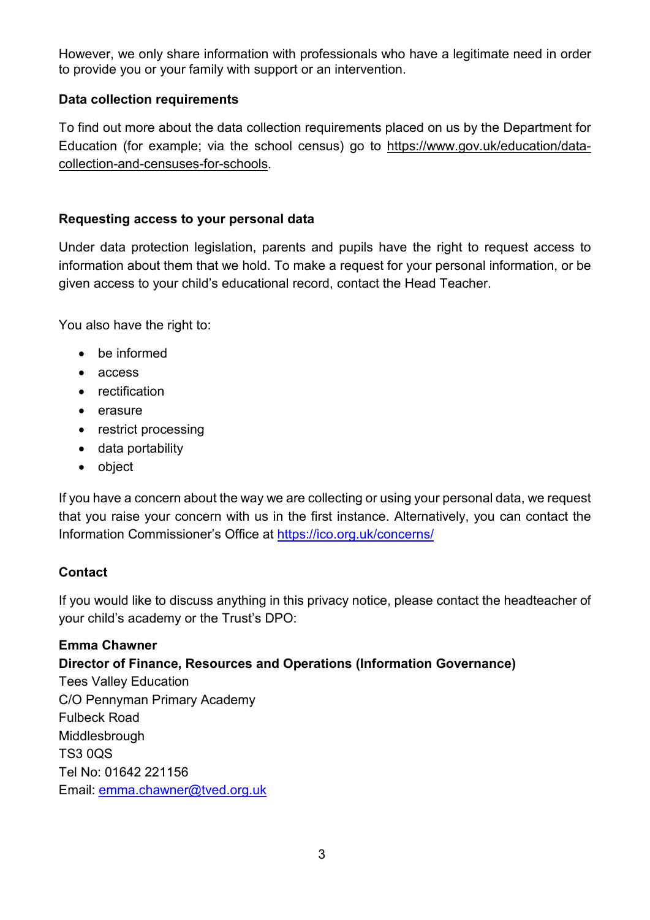However, we only share information with professionals who have a legitimate need in order to provide you or your family with support or an intervention.

**Data collection requirements**

To find out more about the data collection requirements placed on us by the Department for Education (for example; via the school census) go to https://www.gov.uk/education/data-collection-and-censuses-for-schools.

**Requesting access to your personal data**

Under data protection legislation, parents and pupils have the right to request access to information about them that we hold. To make a request for your personal information, or be given access to your child's educational record, contact the Head Teacher.

You also have the right to:

- be informed
- access
- rectification
- erasure
- restrict processing
- data portability
- object

If you have a concern about the way we are collecting or using your personal data, we request that you raise your concern with us in the first instance. Alternatively, you can contact the Information Commissioner's Office at https://ico.org.uk/concerns/

**Contact**

If you would like to discuss anything in this privacy notice, please contact the headteacher of your child's academy or the Trust's DPO:

**Emma Chawner**
**Director of Finance, Resources and Operations (Information Governance)**
Tees Valley Education
C/O Pennyman Primary Academy
Fulbeck Road
Middlesbrough
TS3 0QS
Tel No: 01642 221156
Email: emma.chawner@tved.org.uk